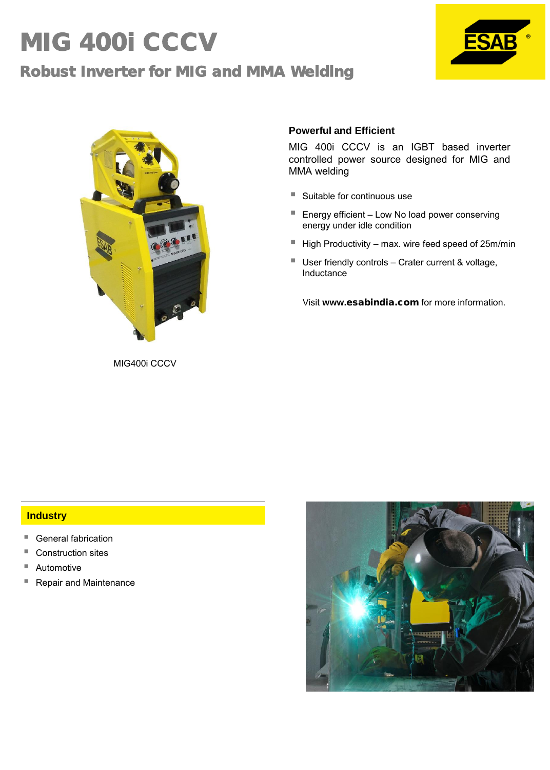# MIG 400i CCCV

## Robust Inverter for MIG and MMA Welding

MIG400i CCCV

### Powerful and Efficient

MIG 400i CCCV is an IGBT based inverter controlled power source designed for MIG and MMA welding

- Suitable for continuous use
- Energy efficient – Low No load power conserving energy under idle condition
- High Productivity – max. wire feed speed of 25m/min
- User friendly controls – Crater current & voltage, Inductance

Visit www.**esabindia.com** for more information.

### Industry

- General fabrication
- Construction sites
- Automotive
- Repair and Maintenance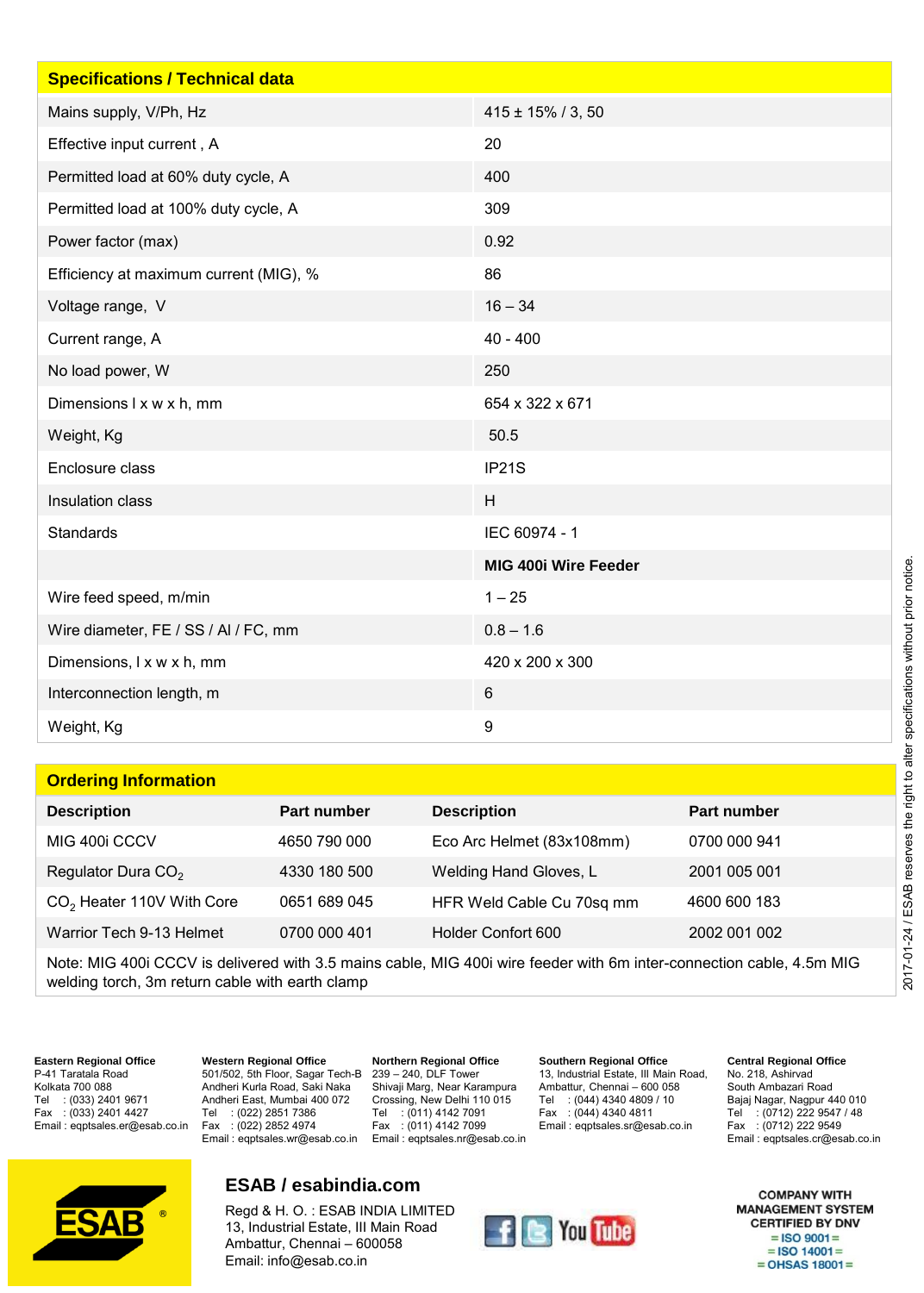## Specifications / Technical data

| | |
|---|---|
| Mains supply, V/Ph, Hz | 415 ± 15% / 3, 50 |
| Effective input current , A | 20 |
| Permitted load at 60% duty cycle, A | 400 |
| Permitted load at 100% duty cycle, A | 309 |
| Power factor (max) | 0.92 |
| Efficiency at maximum current (MIG), % | 86 |
| Voltage range, V | 16 – 34 |
| Current range, A | 40 - 400 |
| No load power, W | 250 |
| Dimensions l x w x h, mm | 654 x 322 x 671 |
| Weight, Kg | 50.5 |
| Enclosure class | IP21S |
| Insulation class | H |
| Standards | IEC 60974 - 1 |
| | **MIG 400i Wire Feeder** |
| Wire feed speed, m/min | 1 – 25 |
| Wire diameter, FE / SS / Al / FC, mm | 0.8 – 1.6 |
| Dimensions, l x w x h, mm | 420 x 200 x 300 |
| Interconnection length, m | 6 |
| Weight, Kg | 9 |

## Ordering Information

| Description | Part number | Description | Part number |
|---|---|---|---|
| MIG 400i CCCV | 4650 790 000 | Eco Arc Helmet (83x108mm) | 0700 000 941 |
| Regulator Dura $CO_2$ | 4330 180 500 | Welding Hand Gloves, L | 2001 005 001 |
| $CO_2$ Heater 110V With Core | 0651 689 045 | HFR Weld Cable Cu 70sq mm | 4600 600 183 |
| Warrior Tech 9-13 Helmet | 0700 000 401 | Holder Confort 600 | 2002 001 002 |

Note: MIG 400i CCCV is delivered with 3.5 mains cable, MIG 400i wire feeder with 6m inter-connection cable, 4.5m MIG welding torch, 3m return cable with earth clamp

2017-01-24 / ESAB reserves the right to alter specifications without prior notice.

**Eastern Regional Office**
P-41 Taratala Road
Kolkata 700 088
Tel : (033) 2401 9671
Fax : (033) 2401 4427
Email : eqptsales.er@esab.co.in

**Western Regional Office**
501/502, 5th Floor, Sagar Tech-B
Andheri Kurla Road, Saki Naka
Andheri East, Mumbai 400 072
Tel : (022) 2851 7386
Fax : (022) 2852 4974
Email : eqptsales.wr@esab.co.in

**Northern Regional Office**
239 – 240, DLF Tower
Shivaji Marg, Near Karampura
Crossing, New Delhi 110 015
Tel : (011) 4142 7091
Fax : (011) 4142 7099
Email : eqptsales.nr@esab.co.in

**Southern Regional Office**
13, Industrial Estate, III Main Road,
Ambattur, Chennai – 600 058
Tel : (044) 4340 4809 / 10
Fax : (044) 4340 4811
Email : eqptsales.sr@esab.co.in

**Central Regional Office**
No. 218, Ashirvad
South Ambazari Road
Bajaj Nagar, Nagpur 440 010
Tel : (0712) 222 9547 / 48
Fax : (0712) 222 9549
Email : eqptsales.cr@esab.co.in

**ESAB / esabindia.com**

Regd & H. O. : ESAB INDIA LIMITED
13, Industrial Estate, III Main Road
Ambattur, Chennai – 600058
Email: info@esab.co.in

COMPANY WITH MANAGEMENT SYSTEM CERTIFIED BY DNV
= ISO 9001 =
= ISO 14001 =
= OHSAS 18001 =